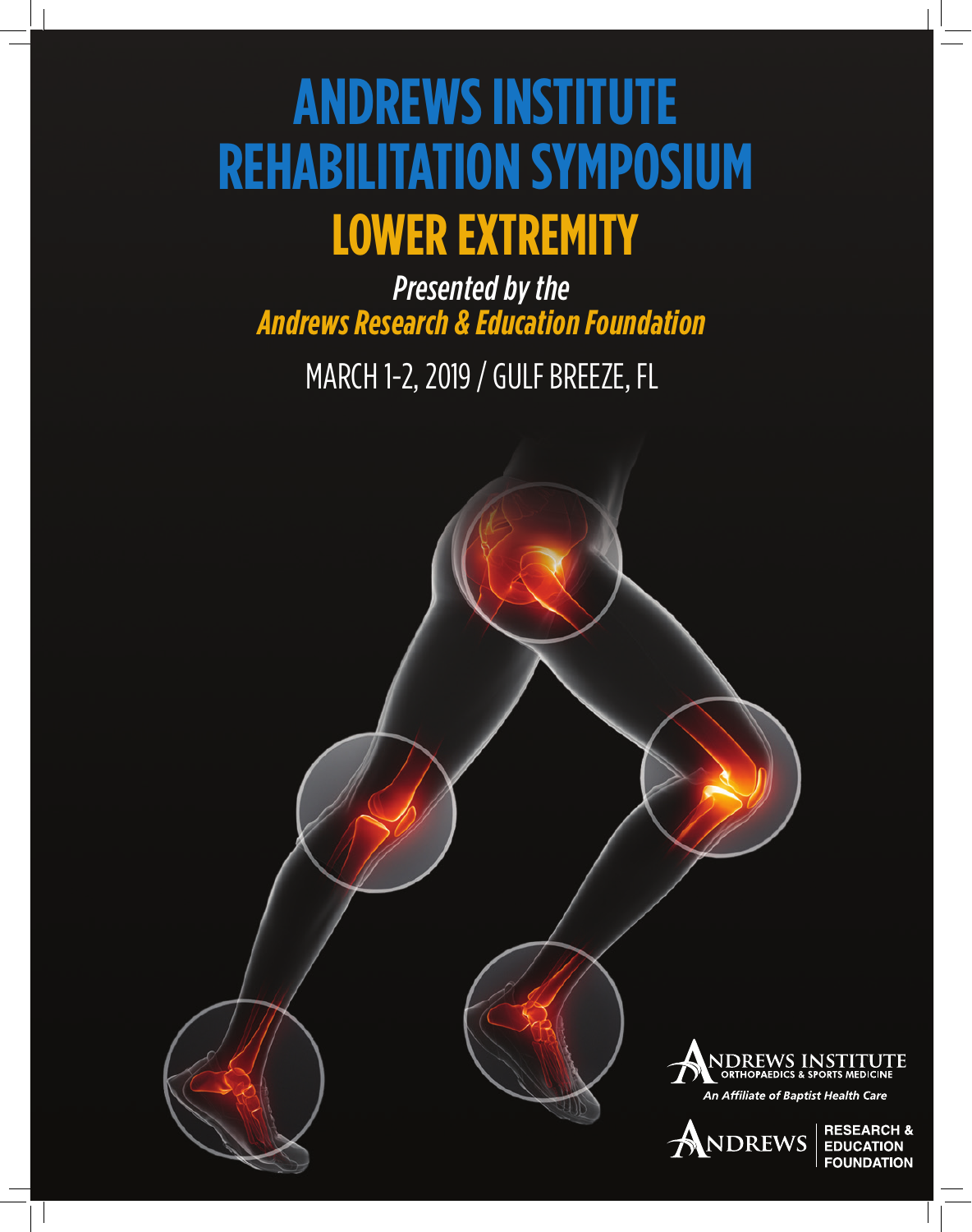# ANDREWS INSTITUTE REHABILITATION SYMPOSIUM

## LOWER EXTREMITY

*Presented by the*
***Andrews Research & Education Foundation***

MARCH 1-2, 2019 / GULF BREEZE, FL

ANDREWS INSTITUTE
ORTHOPAEDICS & SPORTS MEDICINE
*An Affiliate of Baptist Health Care*

ANDREWS RESEARCH & EDUCATION FOUNDATION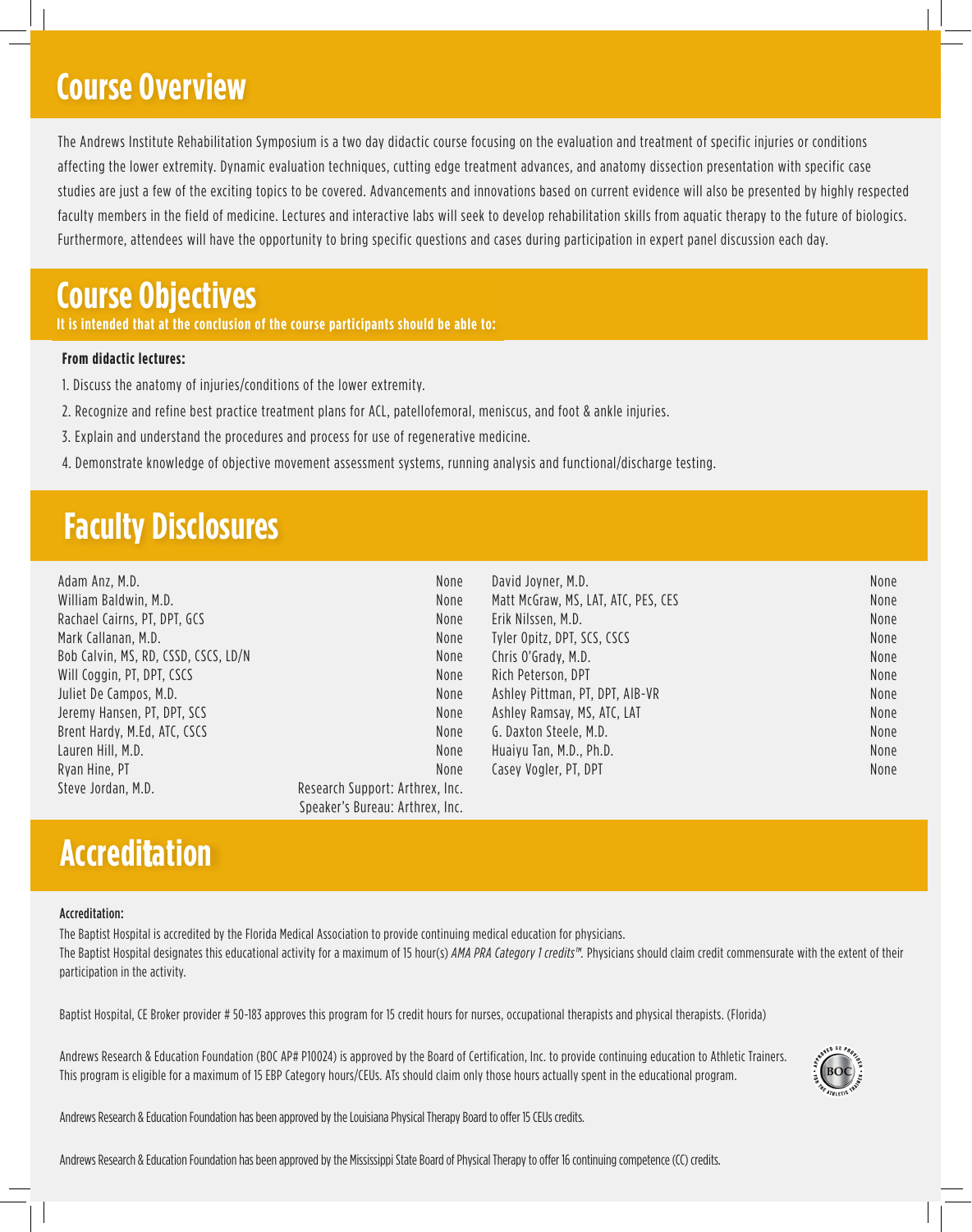## Course Overview

The Andrews Institute Rehabilitation Symposium is a two day didactic course focusing on the evaluation and treatment of specific injuries or conditions affecting the lower extremity. Dynamic evaluation techniques, cutting edge treatment advances, and anatomy dissection presentation with specific case studies are just a few of the exciting topics to be covered. Advancements and innovations based on current evidence will also be presented by highly respected faculty members in the field of medicine. Lectures and interactive labs will seek to develop rehabilitation skills from aquatic therapy to the future of biologics. Furthermore, attendees will have the opportunity to bring specific questions and cases during participation in expert panel discussion each day.

## Course Objectives

**It is intended that at the conclusion of the course participants should be able to:**

**From didactic lectures:**

1. Discuss the anatomy of injuries/conditions of the lower extremity.
2. Recognize and refine best practice treatment plans for ACL, patellofemoral, meniscus, and foot & ankle injuries.
3. Explain and understand the procedures and process for use of regenerative medicine.
4. Demonstrate knowledge of objective movement assessment systems, running analysis and functional/discharge testing.

## Faculty Disclosures

| Faculty | Disclosure |
|---|---|
| Adam Anz, M.D. | None |
| William Baldwin, M.D. | None |
| Rachael Cairns, PT, DPT, GCS | None |
| Mark Callanan, M.D. | None |
| Bob Calvin, MS, RD, CSSD, CSCS, LD/N | None |
| Will Coggin, PT, DPT, CSCS | None |
| Juliet De Campos, M.D. | None |
| Jeremy Hansen, PT, DPT, SCS | None |
| Brent Hardy, M.Ed, ATC, CSCS | None |
| Lauren Hill, M.D. | None |
| Ryan Hine, PT | None |
| Steve Jordan, M.D. | Research Support: Arthrex, Inc.<br>Speaker's Bureau: Arthrex, Inc. |
| David Joyner, M.D. | None |
| Matt McGraw, MS, LAT, ATC, PES, CES | None |
| Erik Nilssen, M.D. | None |
| Tyler Opitz, DPT, SCS, CSCS | None |
| Chris O'Grady, M.D. | None |
| Rich Peterson, DPT | None |
| Ashley Pittman, PT, DPT, AIB-VR | None |
| Ashley Ramsay, MS, ATC, LAT | None |
| G. Daxton Steele, M.D. | None |
| Huaiyu Tan, M.D., Ph.D. | None |
| Casey Vogler, PT, DPT | None |

## Accreditation

**Accreditation:**

The Baptist Hospital is accredited by the Florida Medical Association to provide continuing medical education for physicians.

The Baptist Hospital designates this educational activity for a maximum of 15 hour(s) *AMA PRA Category 1 credits™*. Physicians should claim credit commensurate with the extent of their participation in the activity.

Baptist Hospital, CE Broker provider # 50-183 approves this program for 15 credit hours for nurses, occupational therapists and physical therapists. (Florida)

Andrews Research & Education Foundation (BOC AP# P10024) is approved by the Board of Certification, Inc. to provide continuing education to Athletic Trainers. This program is eligible for a maximum of 15 EBP Category hours/CEUs. ATs should claim only those hours actually spent in the educational program.

Andrews Research & Education Foundation has been approved by the Louisiana Physical Therapy Board to offer 15 CEUs credits.

Andrews Research & Education Foundation has been approved by the Mississippi State Board of Physical Therapy to offer 16 continuing competence (CC) credits.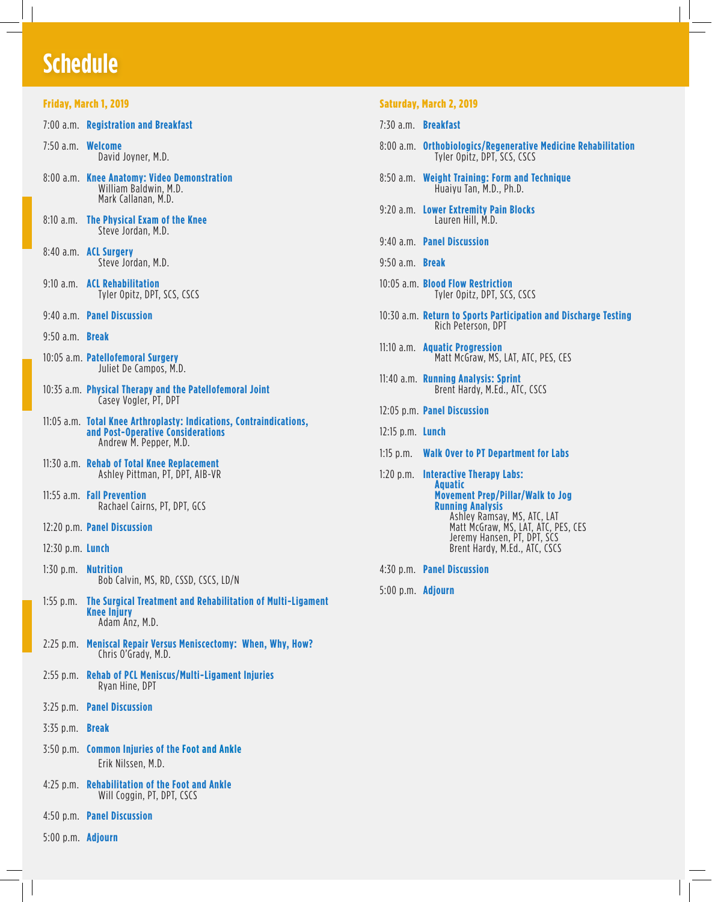# Schedule

## Friday, March 1, 2019

7:00 a.m. **Registration and Breakfast**

7:50 a.m. **Welcome**
David Joyner, M.D.

8:00 a.m. **Knee Anatomy: Video Demonstration**
William Baldwin, M.D.
Mark Callanan, M.D.

8:10 a.m. **The Physical Exam of the Knee**
Steve Jordan, M.D.

8:40 a.m. **ACL Surgery**
Steve Jordan, M.D.

9:10 a.m. **ACL Rehabilitation**
Tyler Opitz, DPT, SCS, CSCS

9:40 a.m. **Panel Discussion**

9:50 a.m. **Break**

10:05 a.m. **Patellofemoral Surgery**
Juliet De Campos, M.D.

10:35 a.m. **Physical Therapy and the Patellofemoral Joint**
Casey Vogler, PT, DPT

11:05 a.m. **Total Knee Arthroplasty: Indications, Contraindications, and Post-Operative Considerations**
Andrew M. Pepper, M.D.

11:30 a.m. **Rehab of Total Knee Replacement**
Ashley Pittman, PT, DPT, AIB-VR

11:55 a.m. **Fall Prevention**
Rachael Cairns, PT, DPT, GCS

12:20 p.m. **Panel Discussion**

12:30 p.m. **Lunch**

1:30 p.m. **Nutrition**
Bob Calvin, MS, RD, CSSD, CSCS, LD/N

1:55 p.m. **The Surgical Treatment and Rehabilitation of Multi-Ligament Knee Injury**
Adam Anz, M.D.

2:25 p.m. **Meniscal Repair Versus Meniscectomy: When, Why, How?**
Chris O'Grady, M.D.

2:55 p.m. **Rehab of PCL Meniscus/Multi-Ligament Injuries**
Ryan Hine, DPT

3:25 p.m. **Panel Discussion**

3:35 p.m. **Break**

3:50 p.m. **Common Injuries of the Foot and Ankle**
Erik Nilssen, M.D.

4:25 p.m. **Rehabilitation of the Foot and Ankle**
Will Coggin, PT, DPT, CSCS

4:50 p.m. **Panel Discussion**

5:00 p.m. **Adjourn**

## Saturday, March 2, 2019

7:30 a.m. **Breakfast**

8:00 a.m. **Orthobiologics/Regenerative Medicine Rehabilitation**
Tyler Opitz, DPT, SCS, CSCS

8:50 a.m. **Weight Training: Form and Technique**
Huaiyu Tan, M.D., Ph.D.

9:20 a.m. **Lower Extremity Pain Blocks**
Lauren Hill, M.D.

9:40 a.m. **Panel Discussion**

9:50 a.m. **Break**

10:05 a.m. **Blood Flow Restriction**
Tyler Opitz, DPT, SCS, CSCS

10:30 a.m. **Return to Sports Participation and Discharge Testing**
Rich Peterson, DPT

11:10 a.m. **Aquatic Progression**
Matt McGraw, MS, LAT, ATC, PES, CES

11:40 a.m. **Running Analysis: Sprint**
Brent Hardy, M.Ed., ATC, CSCS

12:05 p.m. **Panel Discussion**

12:15 p.m. **Lunch**

1:15 p.m. **Walk Over to PT Department for Labs**

1:20 p.m. **Interactive Therapy Labs:**
**Aquatic**
**Movement Prep/Pillar/Walk to Jog**
**Running Analysis**
Ashley Ramsay, MS, ATC, LAT
Matt McGraw, MS, LAT, ATC, PES, CES
Jeremy Hansen, PT, DPT, SCS
Brent Hardy, M.Ed., ATC, CSCS

4:30 p.m. **Panel Discussion**

5:00 p.m. **Adjourn**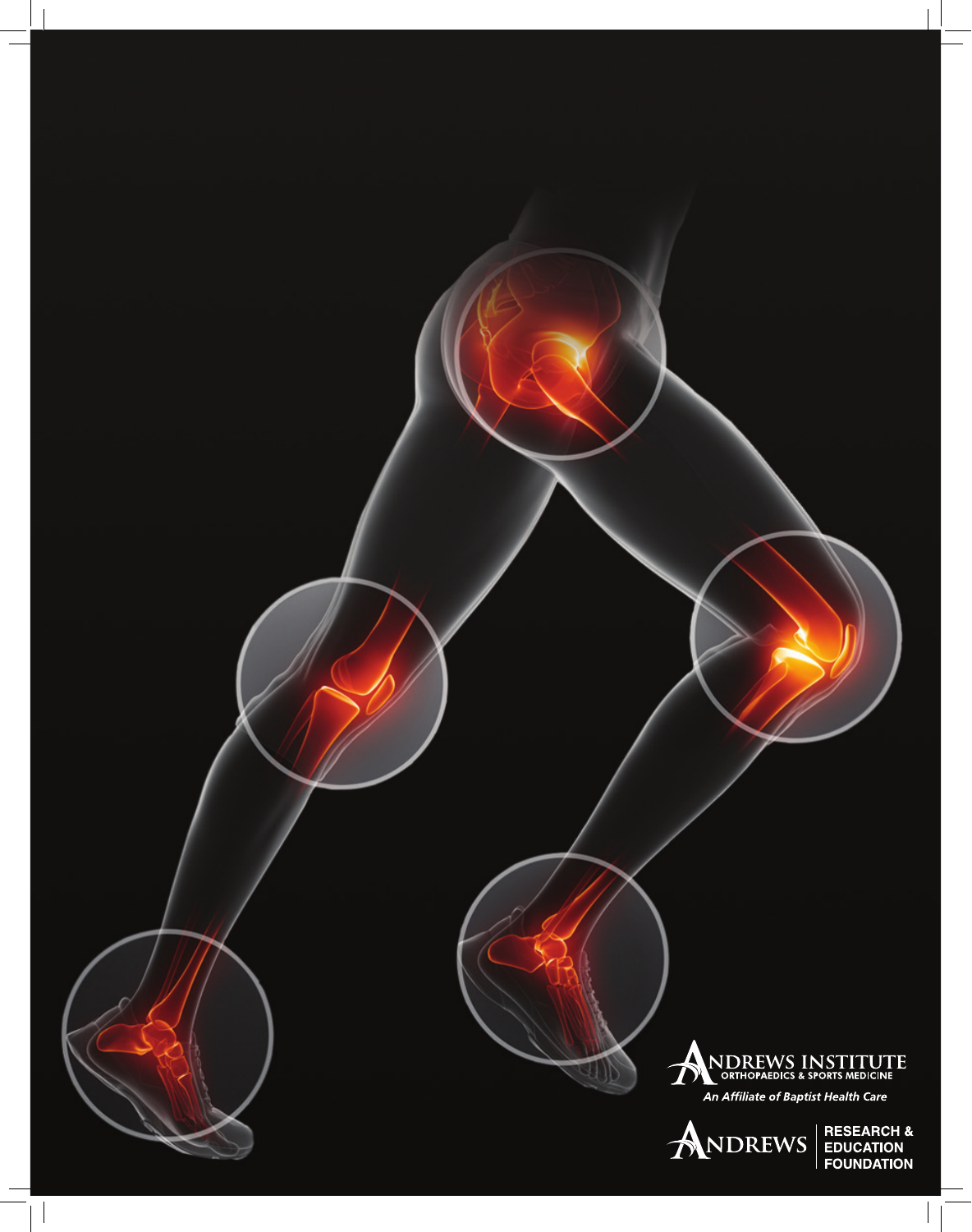ANDREWS INSTITUTE
ORTHOPAEDICS & SPORTS MEDICINE

*An Affiliate of Baptist Health Care*

ANDREWS | RESEARCH & EDUCATION FOUNDATION